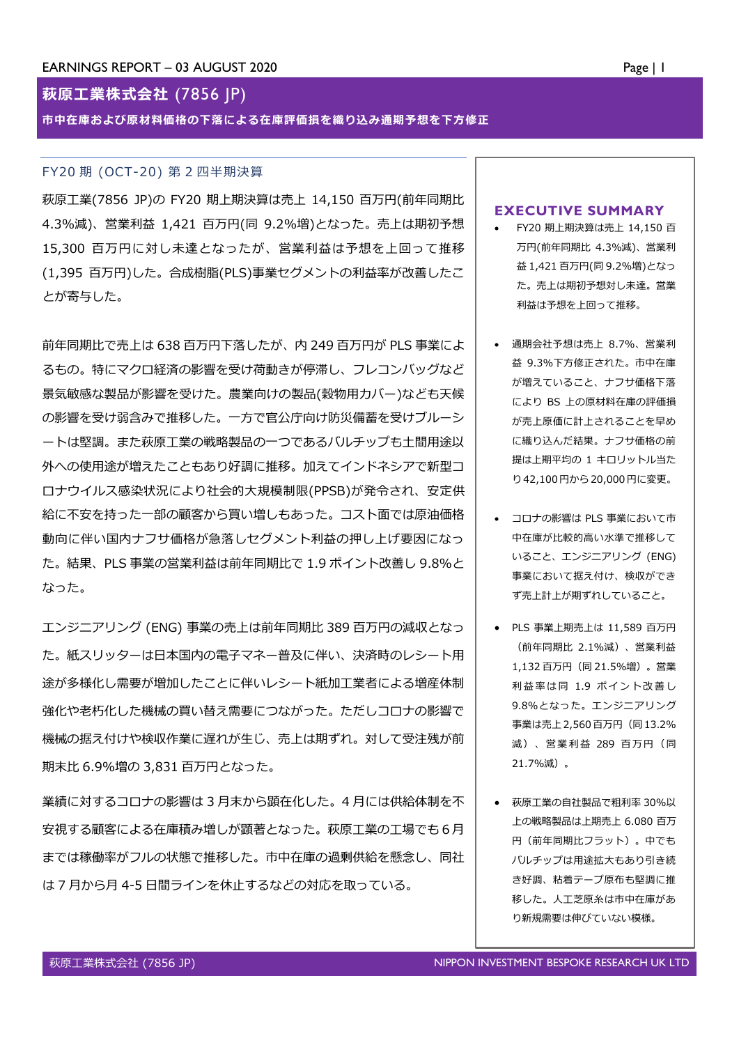EARNINGS REPORT – 03 AUGUST 2020

# 萩原工業株式会社 (7856 JP)

**市中在庫および原材料価格の下落による在庫評価損を織り込み通期予想を下方修正**

## FY20 期 (OCT-20) 第 2 四半期決算

萩原工業(7856 JP)の FY20 期上期決算は売上 14,150 百万円(前年同期比 4.3%減)、営業利益 1,421 百万円(同 9.2%増)となった。売上は期初予想 15,300 百万円に対し未達となったが、営業利益は予想を上回って推移(1,395 百万円)した。合成樹脂(PLS)事業セグメントの利益率が改善したことが寄与した。

前年同期比で売上は 638 百万円下落したが、内 249 百万円が PLS 事業によるもの。特にマクロ経済の影響を受け荷動きが停滞し、フレコンバッグなど景気敏感な製品が影響を受けた。農業向けの製品(穀物用カバー)なども天候の影響を受け弱含みで推移した。一方で官公庁向け防災備蓄を受けブルーシートは堅調。また萩原工業の戦略製品の一つであるバルチップも土間用途以外への使用途が増えたこともあり好調に推移。加えてインドネシアで新型コロナウイルス感染状況により社会的大規模制限(PPSB)が発令され、安定供給に不安を持った一部の顧客から買い増しもあった。コスト面では原油価格動向に伴い国内ナフサ価格が急落しセグメント利益の押し上げ要因になった。結果、PLS 事業の営業利益は前年同期比で 1.9 ポイント改善し 9.8%となった。

エンジニアリング (ENG) 事業の売上は前年同期比 389 百万円の減収となった。紙スリッターは日本国内の電子マネー普及に伴い、決済時のレシート用途が多様化し需要が増加したことに伴いレシート紙加工業者による増産体制強化や老朽化した機械の買い替え需要につながった。ただしコロナの影響で機械の据え付けや検収作業に遅れが生じ、売上は期ずれ。対して受注残が前期末比 6.9%増の 3,831 百万円となった。

業績に対するコロナの影響は 3 月末から顕在化した。4 月には供給体制を不安視する顧客による在庫積み増しが顕著となった。萩原工業の工場でも 6 月までは稼働率がフルの状態で推移した。市中在庫の過剰供給を懸念し、同社は 7 月から月 4-5 日間ラインを休止するなどの対応を取っている。

## EXECUTIVE SUMMARY

- FY20 期上期決算は売上 14,150 百万円(前年同期比 4.3%減)、営業利益 1,421 百万円(同 9.2%増)となった。売上は期初予想対し未達。営業利益は予想を上回って推移。
- 通期会社予想は売上 8.7%、営業利益 9.3%下方修正された。市中在庫が増えていること、ナフサ価格下落により BS 上の原材料在庫の評価損が売上原価に計上されることを早めに織り込んだ結果。ナフサ価格の前提は上期平均の 1 キロリットル当たり 42,100 円から 20,000 円に変更。
- コロナの影響は PLS 事業において市中在庫が比較的高い水準で推移していること、エンジニアリング (ENG) 事業において据え付け、検収ができず売上計上が期ずれしていること。
- PLS 事業上期売上は 11,589 百万円（前年同期比 2.1%減）、営業利益 1,132 百万円（同 21.5%増）。営業利益率は同 1.9 ポイント改善し 9.8%となった。エンジニアリング事業は売上 2,560 百万円（同 13.2%減）、営業利益 289 百万円（同 21.7%減）。
- 萩原工業の自社製品で粗利率 30%以上の戦略製品は上期売上 6.080 百万円（前年同期比フラット）。中でもバルチップは用途拡大もあり引き続き好調、粘着テープ原布も堅調に推移した。人工芝原糸は市中在庫があり新規需要は伸びていない模様。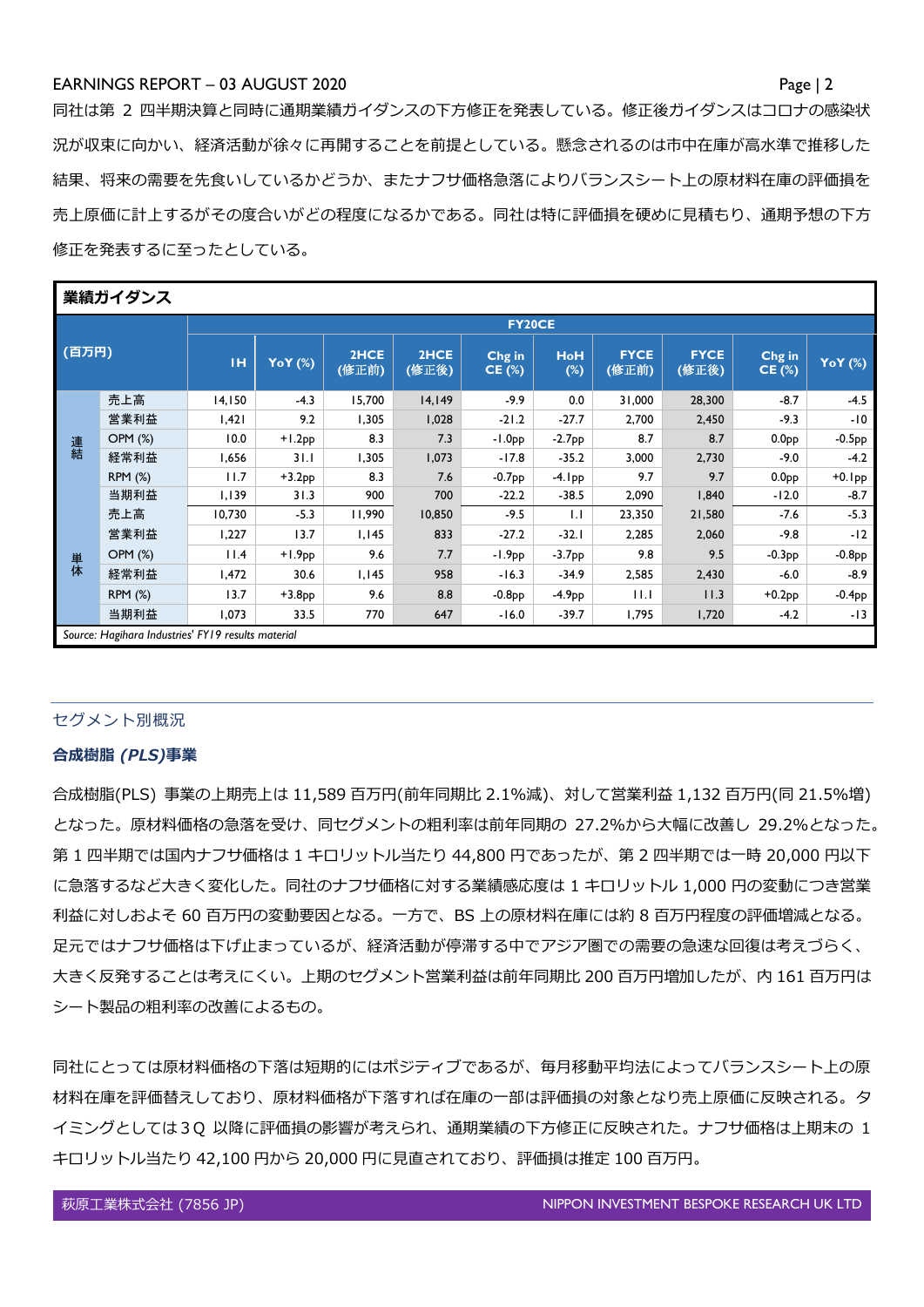同社は第 2 四半期決算と同時に通期業績ガイダンスの下方修正を発表している。修正後ガイダンスはコロナの感染状況が収束に向かい、経済活動が徐々に再開することを前提としている。懸念されるのは市中在庫が高水準で推移した結果、将来の需要を先食いしているかどうか、またナフサ価格急落によりバランスシート上の原材料在庫の評価損を売上原価に計上するがその度合いがどの程度になるかである。同社は特に評価損を硬めに見積もり、通期予想の下方修正を発表するに至ったとしている。

**業績ガイダンス**

| (百万円) | | FY20CE | | | | | | | | | |
|---|---|---|---|---|---|---|---|---|---|---|---|
| | | 1H | YoY (%) | 2HCE (修正前) | 2HCE (修正後) | Chg in CE (%) | HoH (%) | FYCE (修正前) | FYCE (修正後) | Chg in CE (%) | YoY (%) |
| 連結 | 売上高 | 14,150 | -4.3 | 15,700 | 14,149 | -9.9 | 0.0 | 31,000 | 28,300 | -8.7 | -4.5 |
| | 営業利益 | 1,421 | 9.2 | 1,305 | 1,028 | -21.2 | -27.7 | 2,700 | 2,450 | -9.3 | -10 |
| | OPM (%) | 10.0 | +1.2pp | 8.3 | 7.3 | -1.0pp | -2.7pp | 8.7 | 8.7 | 0.0pp | -0.5pp |
| | 経常利益 | 1,656 | 31.1 | 1,305 | 1,073 | -17.8 | -35.2 | 3,000 | 2,730 | -9.0 | -4.2 |
| | RPM (%) | 11.7 | +3.2pp | 8.3 | 7.6 | -0.7pp | -4.1pp | 9.7 | 9.7 | 0.0pp | +0.1pp |
| | 当期利益 | 1,139 | 31.3 | 900 | 700 | -22.2 | -38.5 | 2,090 | 1,840 | -12.0 | -8.7 |
| 単体 | 売上高 | 10,730 | -5.3 | 11,990 | 10,850 | -9.5 | 1.1 | 23,350 | 21,580 | -7.6 | -5.3 |
| | 営業利益 | 1,227 | 13.7 | 1,145 | 833 | -27.2 | -32.1 | 2,285 | 2,060 | -9.8 | -12 |
| | OPM (%) | 11.4 | +1.9pp | 9.6 | 7.7 | -1.9pp | -3.7pp | 9.8 | 9.5 | -0.3pp | -0.8pp |
| | 経常利益 | 1,472 | 30.6 | 1,145 | 958 | -16.3 | -34.9 | 2,585 | 2,430 | -6.0 | -8.9 |
| | RPM (%) | 13.7 | +3.8pp | 9.6 | 8.8 | -0.8pp | -4.9pp | 11.1 | 11.3 | +0.2pp | -0.4pp |
| | 当期利益 | 1,073 | 33.5 | 770 | 647 | -16.0 | -39.7 | 1,795 | 1,720 | -4.2 | -13 |

*Source: Hagihara Industries' FY19 results material*

## セグメント別概況

### 合成樹脂 *(PLS)*事業

合成樹脂(PLS) 事業の上期売上は 11,589 百万円(前年同期比 2.1%減)、対して営業利益 1,132 百万円(同 21.5%増)となった。原材料価格の急落を受け、同セグメントの粗利率は前年同期の 27.2%から大幅に改善し 29.2%となった。第 1 四半期では国内ナフサ価格は 1 キロリットル当たり 44,800 円であったが、第 2 四半期では一時 20,000 円以下に急落するなど大きく変化した。同社のナフサ価格に対する業績感応度は 1 キロリットル 1,000 円の変動につき営業利益に対しおよそ 60 百万円の変動要因となる。一方で、BS 上の原材料在庫には約 8 百万円程度の評価増減となる。足元ではナフサ価格は下げ止まっているが、経済活動が停滞する中でアジア圏での需要の急速な回復は考えづらく、大きく反発することは考えにくい。上期のセグメント営業利益は前年同期比 200 百万円増加したが、内 161 百万円はシート製品の粗利率の改善によるもの。

同社にとっては原材料価格の下落は短期的にはポジティブであるが、毎月移動平均法によってバランスシート上の原材料在庫を評価替えしており、原材料価格が下落すれば在庫の一部は評価損の対象となり売上原価に反映される。タイミングとしては 3Q 以降に評価損の影響が考えられ、通期業績の下方修正に反映された。ナフサ価格は上期末の 1 キロリットル当たり 42,100 円から 20,000 円に見直されており、評価損は推定 100 百万円。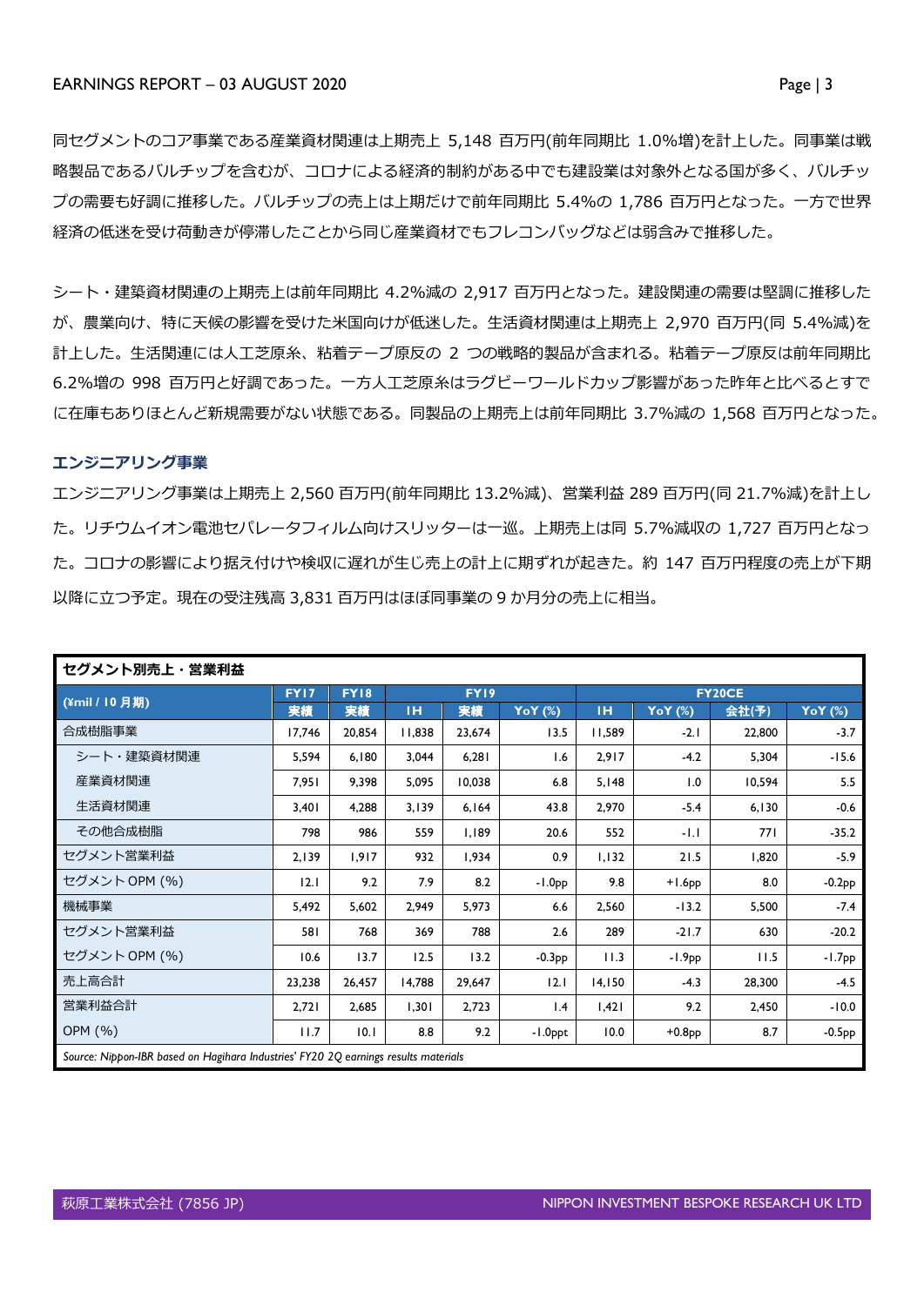同セグメントのコア事業である産業資材関連は上期売上 5,148 百万円(前年同期比 1.0%増)を計上した。同事業は戦略製品であるバルチップを含むが、コロナによる経済的制約がある中でも建設業は対象外となる国が多く、バルチップの需要も好調に推移した。バルチップの売上は上期だけで前年同期比 5.4%の 1,786 百万円となった。一方で世界経済の低迷を受け荷動きが停滞したことから同じ産業資材でもフレコンバッグなどは弱含みで推移した。

シート・建築資材関連の上期売上は前年同期比 4.2%減の 2,917 百万円となった。建設関連の需要は堅調に推移したが、農業向け、特に天候の影響を受けた米国向けが低迷した。生活資材関連は上期売上 2,970 百万円(同 5.4%減)を計上した。生活関連には人工芝原糸、粘着テープ原反の 2 つの戦略的製品が含まれる。粘着テープ原反は前年同期比 6.2%増の 998 百万円と好調であった。一方人工芝原糸はラグビーワールドカップ影響があった昨年と比べるとすでに在庫もありほとんど新規需要がない状態である。同製品の上期売上は前年同期比 3.7%減の 1,568 百万円となった。

### エンジニアリング事業

エンジニアリング事業は上期売上 2,560 百万円(前年同期比 13.2%減)、営業利益 289 百万円(同 21.7%減)を計上した。リチウムイオン電池セパレータフィルム向けスリッターは一巡。上期売上は同 5.7%減収の 1,727 百万円となった。コロナの影響により据え付けや検収に遅れが生じ売上の計上に期ずれが起きた。約 147 百万円程度の売上が下期以降に立つ予定。現在の受注残高 3,831 百万円はほぼ同事業の 9 か月分の売上に相当。

**セグメント別売上・営業利益**

| (¥mil / 10 月期) | FY17 | FY18 | FY19 | | | FY20CE | | | |
|---|---|---|---|---|---|---|---|---|---|
| | 実績 | 実績 | 1H | 実績 | YoY (%) | 1H | YoY (%) | 会社(予) | YoY (%) |
| 合成樹脂事業 | 17,746 | 20,854 | 11,838 | 23,674 | 13.5 | 11,589 | -2.1 | 22,800 | -3.7 |
| シート・建築資材関連 | 5,594 | 6,180 | 3,044 | 6,281 | 1.6 | 2,917 | -4.2 | 5,304 | -15.6 |
| 産業資材関連 | 7,951 | 9,398 | 5,095 | 10,038 | 6.8 | 5,148 | 1.0 | 10,594 | 5.5 |
| 生活資材関連 | 3,401 | 4,288 | 3,139 | 6,164 | 43.8 | 2,970 | -5.4 | 6,130 | -0.6 |
| その他合成樹脂 | 798 | 986 | 559 | 1,189 | 20.6 | 552 | -1.1 | 771 | -35.2 |
| セグメント営業利益 | 2,139 | 1,917 | 932 | 1,934 | 0.9 | 1,132 | 21.5 | 1,820 | -5.9 |
| セグメント OPM (%) | 12.1 | 9.2 | 7.9 | 8.2 | -1.0pp | 9.8 | +1.6pp | 8.0 | -0.2pp |
| 機械事業 | 5,492 | 5,602 | 2,949 | 5,973 | 6.6 | 2,560 | -13.2 | 5,500 | -7.4 |
| セグメント営業利益 | 581 | 768 | 369 | 788 | 2.6 | 289 | -21.7 | 630 | -20.2 |
| セグメント OPM (%) | 10.6 | 13.7 | 12.5 | 13.2 | -0.3pp | 11.3 | -1.9pp | 11.5 | -1.7pp |
| 売上高合計 | 23,238 | 26,457 | 14,788 | 29,647 | 12.1 | 14,150 | -4.3 | 28,300 | -4.5 |
| 営業利益合計 | 2,721 | 2,685 | 1,301 | 2,723 | 1.4 | 1,421 | 9.2 | 2,450 | -10.0 |
| OPM (%) | 11.7 | 10.1 | 8.8 | 9.2 | -1.0ppt | 10.0 | +0.8pp | 8.7 | -0.5pp |

*Source: Nippon-IBR based on Hagihara Industries' FY20 2Q earnings results materials*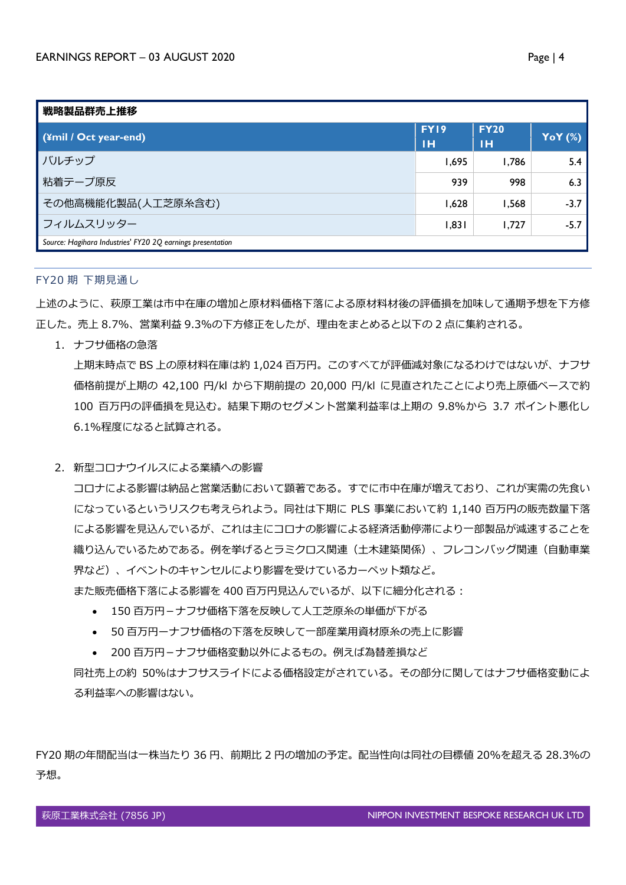| 戦略製品群売上推移 | | | |
|---|---|---|---|
| (¥mil / Oct year-end) | FY19 1H | FY20 1H | YoY (%) |
| バルチップ | 1,695 | 1,786 | 5.4 |
| 粘着テープ原反 | 939 | 998 | 6.3 |
| その他高機能化製品(人工芝原糸含む) | 1,628 | 1,568 | -3.7 |
| フィルムスリッター | 1,831 | 1,727 | -5.7 |

*Source: Hagihara Industries' FY20 2Q earnings presentation*

## FY20 期 下期見通し

上述のように、萩原工業は市中在庫の増加と原材料価格下落による原材料材後の評価損を加味して通期予想を下方修正した。売上 8.7%、営業利益 9.3%の下方修正をしたが、理由をまとめると以下の 2 点に集約される。

1. ナフサ価格の急落

   上期末時点で BS 上の原材料在庫は約 1,024 百万円。このすべてが評価減対象になるわけではないが、ナフサ価格前提が上期の 42,100 円/kl から下期前提の 20,000 円/kl に見直されたことにより売上原価ベースで約 100 百万円の評価損を見込む。結果下期のセグメント営業利益率は上期の 9.8%から 3.7 ポイント悪化し 6.1%程度になると試算される。

2. 新型コロナウイルスによる業績への影響

   コロナによる影響は納品と営業活動において顕著である。すでに市中在庫が増えており、これが実需の先食いになっているというリスクも考えられよう。同社は下期に PLS 事業において約 1,140 百万円の販売数量下落による影響を見込んでいるが、これは主にコロナの影響による経済活動停滞により一部製品が減速することを織り込んでいるためである。例を挙げるとラミクロス関連（土木建築関係）、フレコンバッグ関連（自動車業界など）、イベントのキャンセルにより影響を受けているカーペット類など。

   また販売価格下落による影響を 400 百万円見込んでいるが、以下に細分化される：

   - 150 百万円－ナフサ価格下落を反映して人工芝原糸の単価が下がる
   - 50 百万円ーナフサ価格の下落を反映して一部産業用資材原糸の売上に影響
   - 200 百万円－ナフサ価格変動以外によるもの。例えば為替差損など

   同社売上の約 50%はナフサスライドによる価格設定がされている。その部分に関してはナフサ価格変動による利益率への影響はない。

FY20 期の年間配当は一株当たり 36 円、前期比 2 円の増加の予定。配当性向は同社の目標値 20%を超える 28.3%の予想。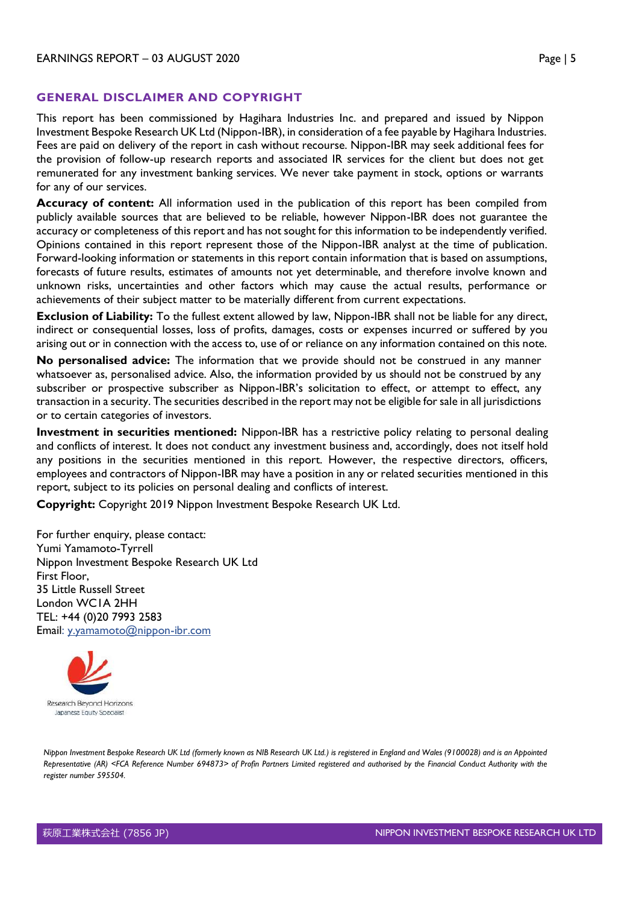## GENERAL DISCLAIMER AND COPYRIGHT

This report has been commissioned by Hagihara Industries Inc. and prepared and issued by Nippon Investment Bespoke Research UK Ltd (Nippon-IBR), in consideration of a fee payable by Hagihara Industries. Fees are paid on delivery of the report in cash without recourse. Nippon-IBR may seek additional fees for the provision of follow-up research reports and associated IR services for the client but does not get remunerated for any investment banking services. We never take payment in stock, options or warrants for any of our services.

**Accuracy of content:** All information used in the publication of this report has been compiled from publicly available sources that are believed to be reliable, however Nippon-IBR does not guarantee the accuracy or completeness of this report and has not sought for this information to be independently verified. Opinions contained in this report represent those of the Nippon-IBR analyst at the time of publication. Forward-looking information or statements in this report contain information that is based on assumptions, forecasts of future results, estimates of amounts not yet determinable, and therefore involve known and unknown risks, uncertainties and other factors which may cause the actual results, performance or achievements of their subject matter to be materially different from current expectations.

**Exclusion of Liability:** To the fullest extent allowed by law, Nippon-IBR shall not be liable for any direct, indirect or consequential losses, loss of profits, damages, costs or expenses incurred or suffered by you arising out or in connection with the access to, use of or reliance on any information contained on this note.

**No personalised advice:** The information that we provide should not be construed in any manner whatsoever as, personalised advice. Also, the information provided by us should not be construed by any subscriber or prospective subscriber as Nippon-IBR's solicitation to effect, or attempt to effect, any transaction in a security. The securities described in the report may not be eligible for sale in all jurisdictions or to certain categories of investors.

**Investment in securities mentioned:** Nippon-IBR has a restrictive policy relating to personal dealing and conflicts of interest. It does not conduct any investment business and, accordingly, does not itself hold any positions in the securities mentioned in this report. However, the respective directors, officers, employees and contractors of Nippon-IBR may have a position in any or related securities mentioned in this report, subject to its policies on personal dealing and conflicts of interest.

**Copyright:** Copyright 2019 Nippon Investment Bespoke Research UK Ltd.

For further enquiry, please contact:
Yumi Yamamoto-Tyrrell
Nippon Investment Bespoke Research UK Ltd
First Floor,
35 Little Russell Street
London WC1A 2HH
TEL: +44 (0)20 7993 2583
Email: y.yamamoto@nippon-ibr.com

Research Beyond Horizons
Japanese Equity Specialist

*Nippon Investment Bespoke Research UK Ltd (formerly known as NIB Research UK Ltd.) is registered in England and Wales (9100028) and is an Appointed Representative (AR) <FCA Reference Number 694873> of Profin Partners Limited registered and authorised by the Financial Conduct Authority with the register number 595504.*